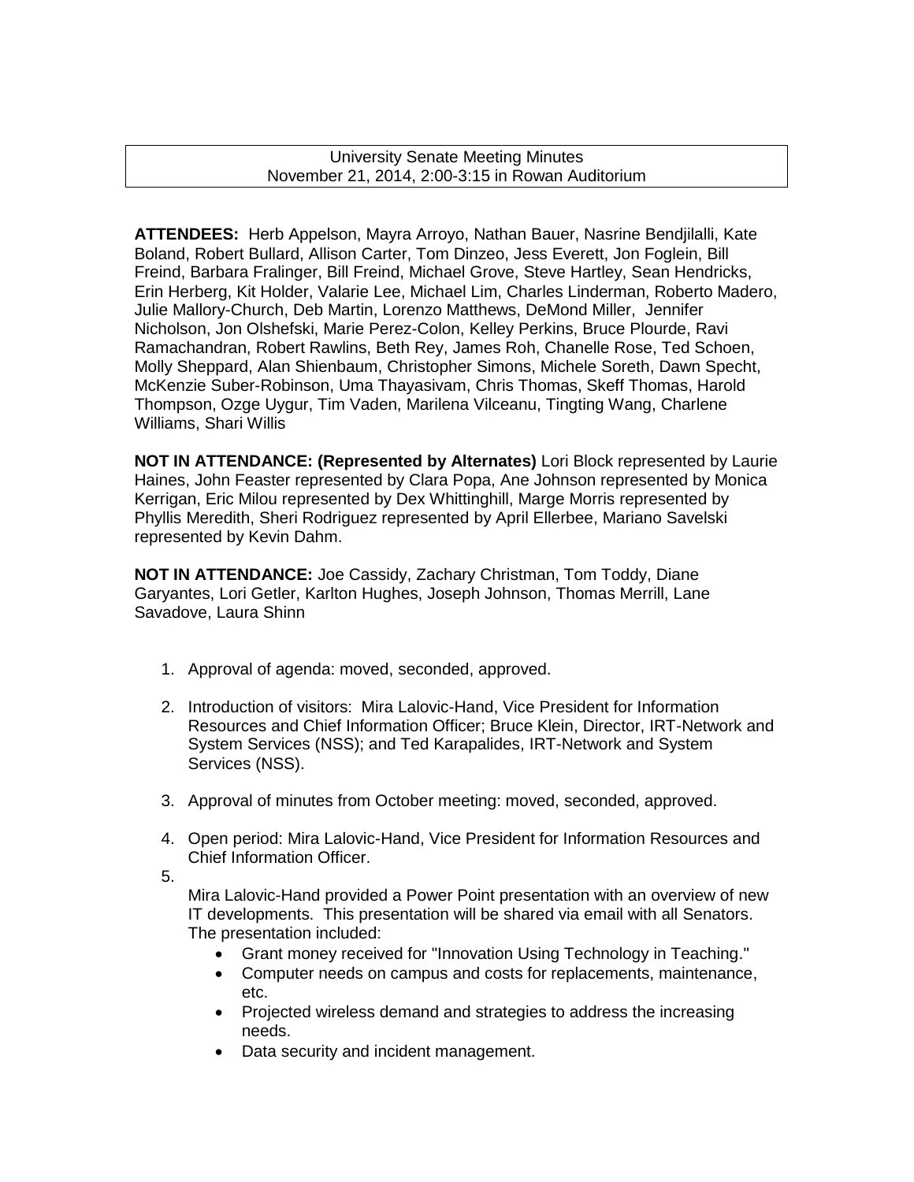University Senate Meeting Minutes
November 21, 2014, 2:00-3:15 in Rowan Auditorium

**ATTENDEES:** Herb Appelson, Mayra Arroyo, Nathan Bauer, Nasrine Bendjilalli, Kate Boland, Robert Bullard, Allison Carter, Tom Dinzeo, Jess Everett, Jon Foglein, Bill Freind, Barbara Fralinger, Bill Freind, Michael Grove, Steve Hartley, Sean Hendricks, Erin Herberg, Kit Holder, Valarie Lee, Michael Lim, Charles Linderman, Roberto Madero, Julie Mallory-Church, Deb Martin, Lorenzo Matthews, DeMond Miller, Jennifer Nicholson, Jon Olshefski, Marie Perez-Colon, Kelley Perkins, Bruce Plourde, Ravi Ramachandran, Robert Rawlins, Beth Rey, James Roh, Chanelle Rose, Ted Schoen, Molly Sheppard, Alan Shienbaum, Christopher Simons, Michele Soreth, Dawn Specht, McKenzie Suber-Robinson, Uma Thayasivam, Chris Thomas, Skeff Thomas, Harold Thompson, Ozge Uygur, Tim Vaden, Marilena Vilceanu, Tingting Wang, Charlene Williams, Shari Willis

**NOT IN ATTENDANCE: (Represented by Alternates)** Lori Block represented by Laurie Haines, John Feaster represented by Clara Popa, Ane Johnson represented by Monica Kerrigan, Eric Milou represented by Dex Whittinghill, Marge Morris represented by Phyllis Meredith, Sheri Rodriguez represented by April Ellerbee, Mariano Savelski represented by Kevin Dahm.

**NOT IN ATTENDANCE:** Joe Cassidy, Zachary Christman, Tom Toddy, Diane Garyantes, Lori Getler, Karlton Hughes, Joseph Johnson, Thomas Merrill, Lane Savadove, Laura Shinn

1. Approval of agenda: moved, seconded, approved.

2. Introduction of visitors: Mira Lalovic-Hand, Vice President for Information Resources and Chief Information Officer; Bruce Klein, Director, IRT-Network and System Services (NSS); and Ted Karapalides, IRT-Network and System Services (NSS).

3. Approval of minutes from October meeting: moved, seconded, approved.

4. Open period: Mira Lalovic-Hand, Vice President for Information Resources and Chief Information Officer.

5. Mira Lalovic-Hand provided a Power Point presentation with an overview of new IT developments. This presentation will be shared via email with all Senators. The presentation included:
   - Grant money received for "Innovation Using Technology in Teaching."
   - Computer needs on campus and costs for replacements, maintenance, etc.
   - Projected wireless demand and strategies to address the increasing needs.
   - Data security and incident management.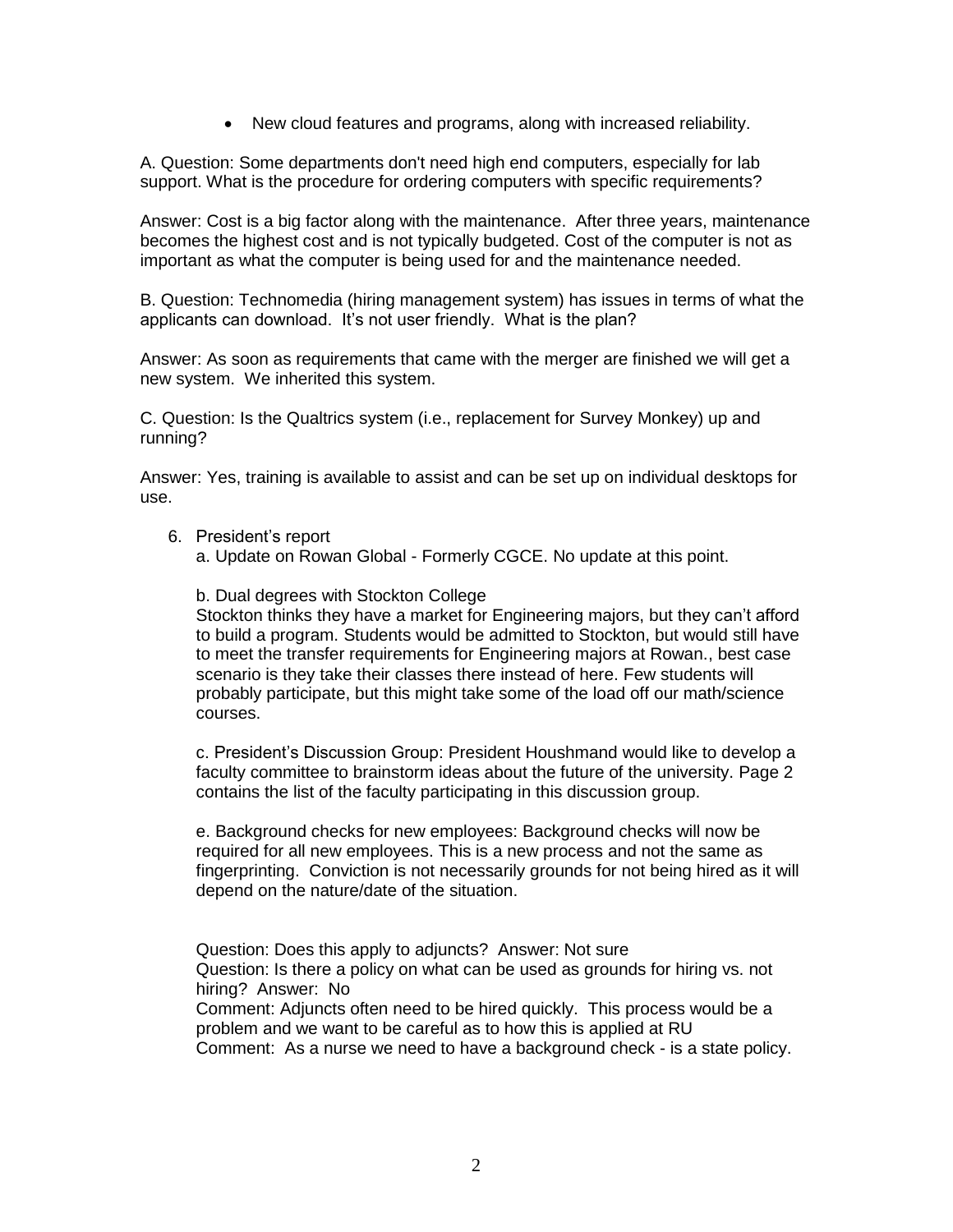- New cloud features and programs, along with increased reliability.

A. Question: Some departments don't need high end computers, especially for lab support. What is the procedure for ordering computers with specific requirements?

Answer: Cost is a big factor along with the maintenance. After three years, maintenance becomes the highest cost and is not typically budgeted. Cost of the computer is not as important as what the computer is being used for and the maintenance needed.

B. Question: Technomedia (hiring management system) has issues in terms of what the applicants can download. It's not user friendly. What is the plan?

Answer: As soon as requirements that came with the merger are finished we will get a new system. We inherited this system.

C. Question: Is the Qualtrics system (i.e., replacement for Survey Monkey) up and running?

Answer: Yes, training is available to assist and can be set up on individual desktops for use.

6. President's report

   a. Update on Rowan Global - Formerly CGCE. No update at this point.

   b. Dual degrees with Stockton College
   Stockton thinks they have a market for Engineering majors, but they can't afford to build a program. Students would be admitted to Stockton, but would still have to meet the transfer requirements for Engineering majors at Rowan., best case scenario is they take their classes there instead of here. Few students will probably participate, but this might take some of the load off our math/science courses.

   c. President's Discussion Group: President Houshmand would like to develop a faculty committee to brainstorm ideas about the future of the university. Page 2 contains the list of the faculty participating in this discussion group.

   e. Background checks for new employees: Background checks will now be required for all new employees. This is a new process and not the same as fingerprinting. Conviction is not necessarily grounds for not being hired as it will depend on the nature/date of the situation.

   Question: Does this apply to adjuncts? Answer: Not sure
   Question: Is there a policy on what can be used as grounds for hiring vs. not hiring? Answer: No
   Comment: Adjuncts often need to be hired quickly. This process would be a problem and we want to be careful as to how this is applied at RU
   Comment: As a nurse we need to have a background check - is a state policy.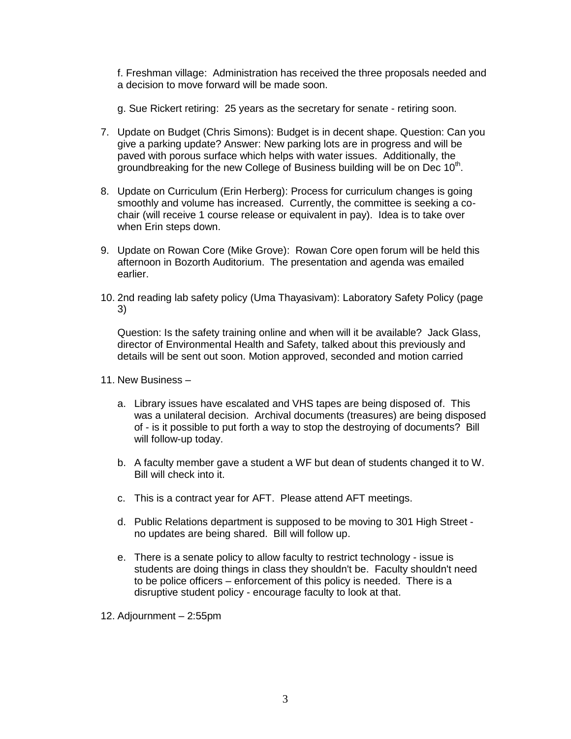f. Freshman village: Administration has received the three proposals needed and a decision to move forward will be made soon.

g. Sue Rickert retiring: 25 years as the secretary for senate - retiring soon.

7. Update on Budget (Chris Simons): Budget is in decent shape. Question: Can you give a parking update? Answer: New parking lots are in progress and will be paved with porous surface which helps with water issues. Additionally, the groundbreaking for the new College of Business building will be on Dec 10th.

8. Update on Curriculum (Erin Herberg): Process for curriculum changes is going smoothly and volume has increased. Currently, the committee is seeking a co-chair (will receive 1 course release or equivalent in pay). Idea is to take over when Erin steps down.

9. Update on Rowan Core (Mike Grove): Rowan Core open forum will be held this afternoon in Bozorth Auditorium. The presentation and agenda was emailed earlier.

10. 2nd reading lab safety policy (Uma Thayasivam): Laboratory Safety Policy (page 3)

    Question: Is the safety training online and when will it be available? Jack Glass, director of Environmental Health and Safety, talked about this previously and details will be sent out soon. Motion approved, seconded and motion carried

11. New Business –

    a. Library issues have escalated and VHS tapes are being disposed of. This was a unilateral decision. Archival documents (treasures) are being disposed of - is it possible to put forth a way to stop the destroying of documents? Bill will follow-up today.

    b. A faculty member gave a student a WF but dean of students changed it to W. Bill will check into it.

    c. This is a contract year for AFT. Please attend AFT meetings.

    d. Public Relations department is supposed to be moving to 301 High Street - no updates are being shared. Bill will follow up.

    e. There is a senate policy to allow faculty to restrict technology - issue is students are doing things in class they shouldn't be. Faculty shouldn't need to be police officers – enforcement of this policy is needed. There is a disruptive student policy - encourage faculty to look at that.

12. Adjournment – 2:55pm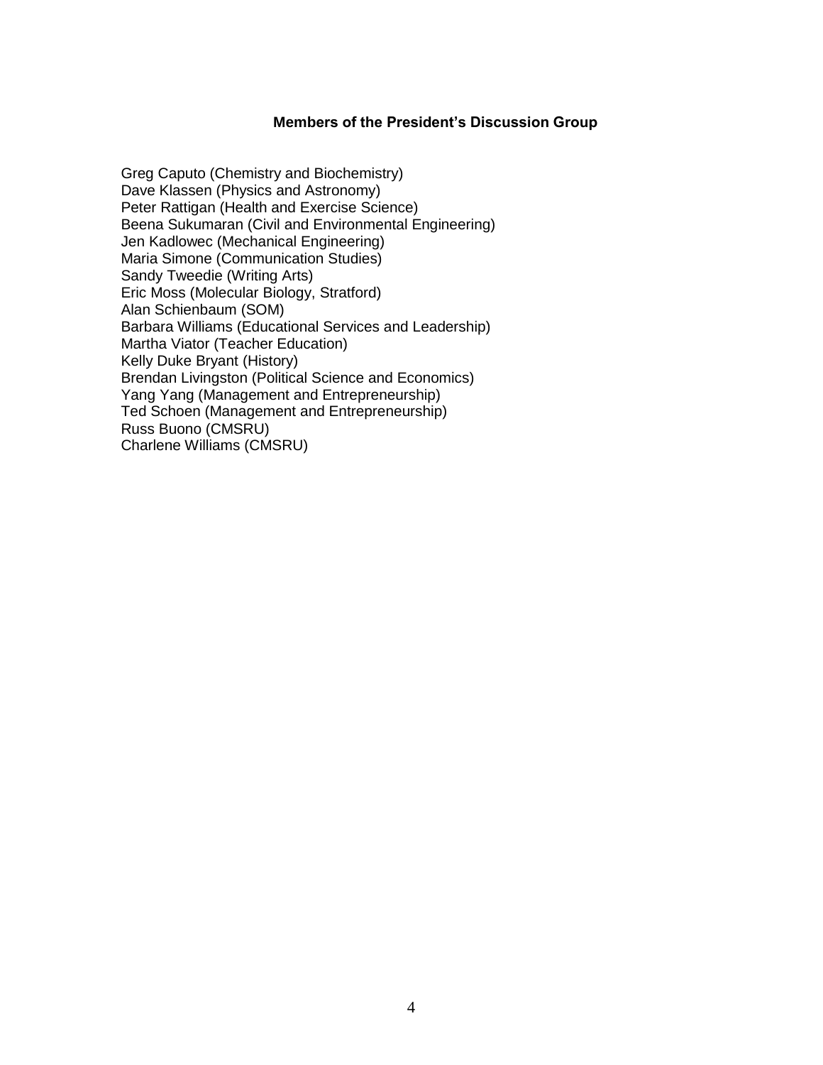**Members of the President's Discussion Group**

Greg Caputo (Chemistry and Biochemistry)
Dave Klassen (Physics and Astronomy)
Peter Rattigan (Health and Exercise Science)
Beena Sukumaran (Civil and Environmental Engineering)
Jen Kadlowec (Mechanical Engineering)
Maria Simone (Communication Studies)
Sandy Tweedie (Writing Arts)
Eric Moss (Molecular Biology, Stratford)
Alan Schienbaum (SOM)
Barbara Williams (Educational Services and Leadership)
Martha Viator (Teacher Education)
Kelly Duke Bryant (History)
Brendan Livingston (Political Science and Economics)
Yang Yang (Management and Entrepreneurship)
Ted Schoen (Management and Entrepreneurship)
Russ Buono (CMSRU)
Charlene Williams (CMSRU)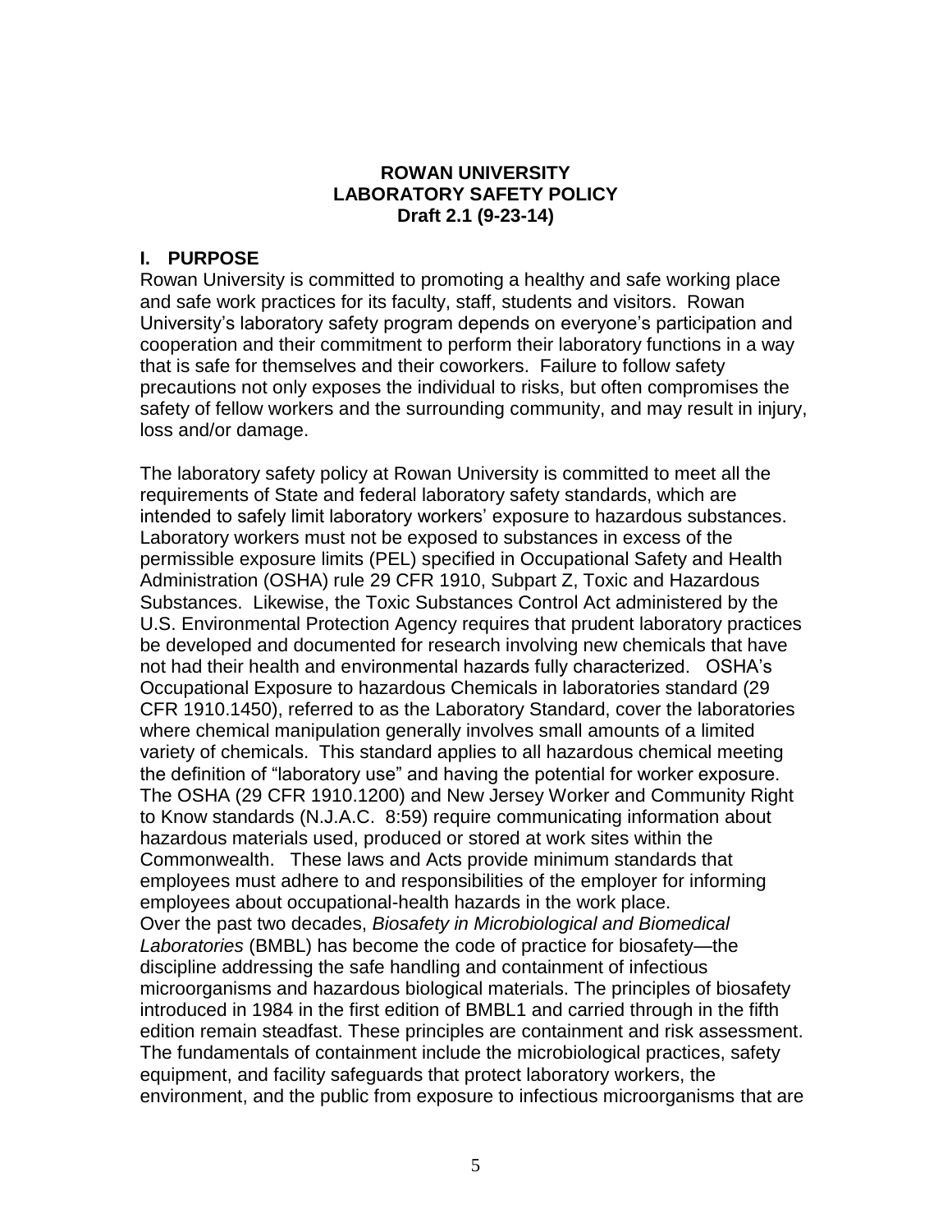**ROWAN UNIVERSITY**
**LABORATORY SAFETY POLICY**
**Draft 2.1 (9-23-14)**

## I. PURPOSE

Rowan University is committed to promoting a healthy and safe working place and safe work practices for its faculty, staff, students and visitors. Rowan University's laboratory safety program depends on everyone's participation and cooperation and their commitment to perform their laboratory functions in a way that is safe for themselves and their coworkers. Failure to follow safety precautions not only exposes the individual to risks, but often compromises the safety of fellow workers and the surrounding community, and may result in injury, loss and/or damage.

The laboratory safety policy at Rowan University is committed to meet all the requirements of State and federal laboratory safety standards, which are intended to safely limit laboratory workers' exposure to hazardous substances. Laboratory workers must not be exposed to substances in excess of the permissible exposure limits (PEL) specified in Occupational Safety and Health Administration (OSHA) rule 29 CFR 1910, Subpart Z, Toxic and Hazardous Substances. Likewise, the Toxic Substances Control Act administered by the U.S. Environmental Protection Agency requires that prudent laboratory practices be developed and documented for research involving new chemicals that have not had their health and environmental hazards fully characterized. OSHA's Occupational Exposure to hazardous Chemicals in laboratories standard (29 CFR 1910.1450), referred to as the Laboratory Standard, cover the laboratories where chemical manipulation generally involves small amounts of a limited variety of chemicals. This standard applies to all hazardous chemical meeting the definition of "laboratory use" and having the potential for worker exposure. The OSHA (29 CFR 1910.1200) and New Jersey Worker and Community Right to Know standards (N.J.A.C. 8:59) require communicating information about hazardous materials used, produced or stored at work sites within the Commonwealth. These laws and Acts provide minimum standards that employees must adhere to and responsibilities of the employer for informing employees about occupational-health hazards in the work place.
Over the past two decades, *Biosafety in Microbiological and Biomedical Laboratories* (BMBL) has become the code of practice for biosafety—the discipline addressing the safe handling and containment of infectious microorganisms and hazardous biological materials. The principles of biosafety introduced in 1984 in the first edition of BMBL1 and carried through in the fifth edition remain steadfast. These principles are containment and risk assessment. The fundamentals of containment include the microbiological practices, safety equipment, and facility safeguards that protect laboratory workers, the environment, and the public from exposure to infectious microorganisms that are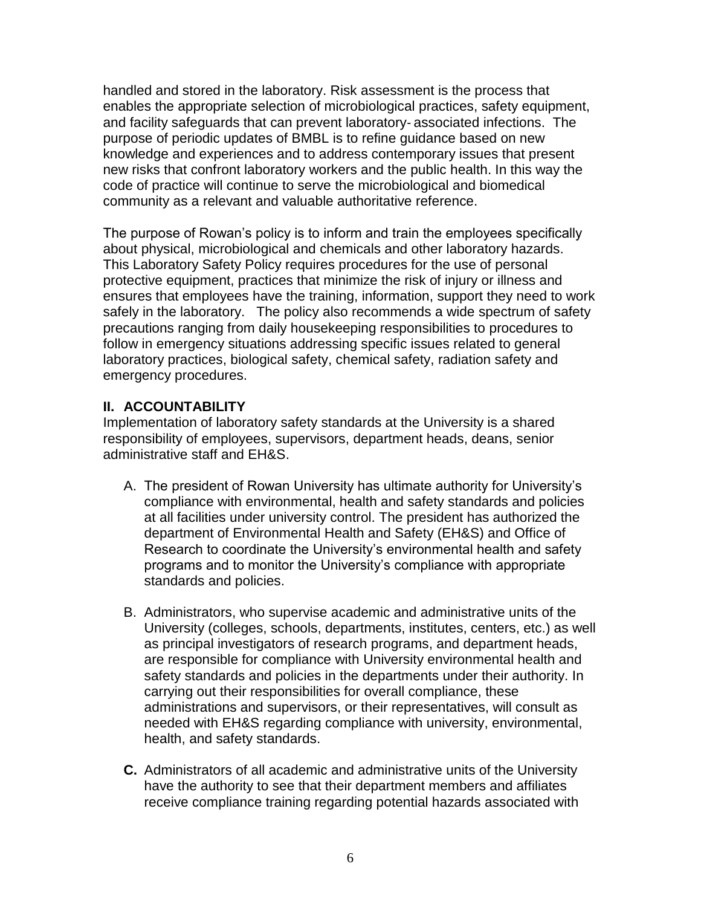handled and stored in the laboratory. Risk assessment is the process that enables the appropriate selection of microbiological practices, safety equipment, and facility safeguards that can prevent laboratory- associated infections. The purpose of periodic updates of BMBL is to refine guidance based on new knowledge and experiences and to address contemporary issues that present new risks that confront laboratory workers and the public health. In this way the code of practice will continue to serve the microbiological and biomedical community as a relevant and valuable authoritative reference.

The purpose of Rowan's policy is to inform and train the employees specifically about physical, microbiological and chemicals and other laboratory hazards. This Laboratory Safety Policy requires procedures for the use of personal protective equipment, practices that minimize the risk of injury or illness and ensures that employees have the training, information, support they need to work safely in the laboratory. The policy also recommends a wide spectrum of safety precautions ranging from daily housekeeping responsibilities to procedures to follow in emergency situations addressing specific issues related to general laboratory practices, biological safety, chemical safety, radiation safety and emergency procedures.

## II. ACCOUNTABILITY

Implementation of laboratory safety standards at the University is a shared responsibility of employees, supervisors, department heads, deans, senior administrative staff and EH&S.

A. The president of Rowan University has ultimate authority for University's compliance with environmental, health and safety standards and policies at all facilities under university control. The president has authorized the department of Environmental Health and Safety (EH&S) and Office of Research to coordinate the University's environmental health and safety programs and to monitor the University's compliance with appropriate standards and policies.

B. Administrators, who supervise academic and administrative units of the University (colleges, schools, departments, institutes, centers, etc.) as well as principal investigators of research programs, and department heads, are responsible for compliance with University environmental health and safety standards and policies in the departments under their authority. In carrying out their responsibilities for overall compliance, these administrations and supervisors, or their representatives, will consult as needed with EH&S regarding compliance with university, environmental, health, and safety standards.

**C.** Administrators of all academic and administrative units of the University have the authority to see that their department members and affiliates receive compliance training regarding potential hazards associated with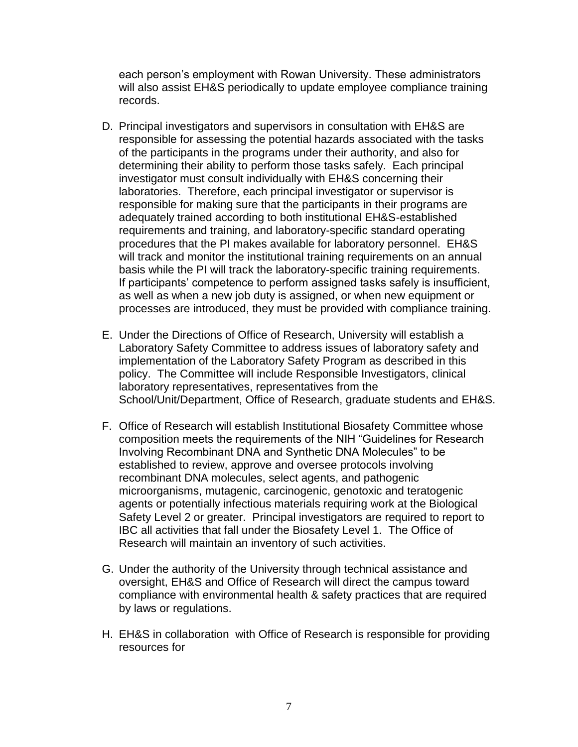each person's employment with Rowan University. These administrators will also assist EH&S periodically to update employee compliance training records.

D. Principal investigators and supervisors in consultation with EH&S are responsible for assessing the potential hazards associated with the tasks of the participants in the programs under their authority, and also for determining their ability to perform those tasks safely. Each principal investigator must consult individually with EH&S concerning their laboratories. Therefore, each principal investigator or supervisor is responsible for making sure that the participants in their programs are adequately trained according to both institutional EH&S-established requirements and training, and laboratory-specific standard operating procedures that the PI makes available for laboratory personnel. EH&S will track and monitor the institutional training requirements on an annual basis while the PI will track the laboratory-specific training requirements. If participants' competence to perform assigned tasks safely is insufficient, as well as when a new job duty is assigned, or when new equipment or processes are introduced, they must be provided with compliance training.

E. Under the Directions of Office of Research, University will establish a Laboratory Safety Committee to address issues of laboratory safety and implementation of the Laboratory Safety Program as described in this policy. The Committee will include Responsible Investigators, clinical laboratory representatives, representatives from the School/Unit/Department, Office of Research, graduate students and EH&S.

F. Office of Research will establish Institutional Biosafety Committee whose composition meets the requirements of the NIH "Guidelines for Research Involving Recombinant DNA and Synthetic DNA Molecules" to be established to review, approve and oversee protocols involving recombinant DNA molecules, select agents, and pathogenic microorganisms, mutagenic, carcinogenic, genotoxic and teratogenic agents or potentially infectious materials requiring work at the Biological Safety Level 2 or greater. Principal investigators are required to report to IBC all activities that fall under the Biosafety Level 1. The Office of Research will maintain an inventory of such activities.

G. Under the authority of the University through technical assistance and oversight, EH&S and Office of Research will direct the campus toward compliance with environmental health & safety practices that are required by laws or regulations.

H. EH&S in collaboration with Office of Research is responsible for providing resources for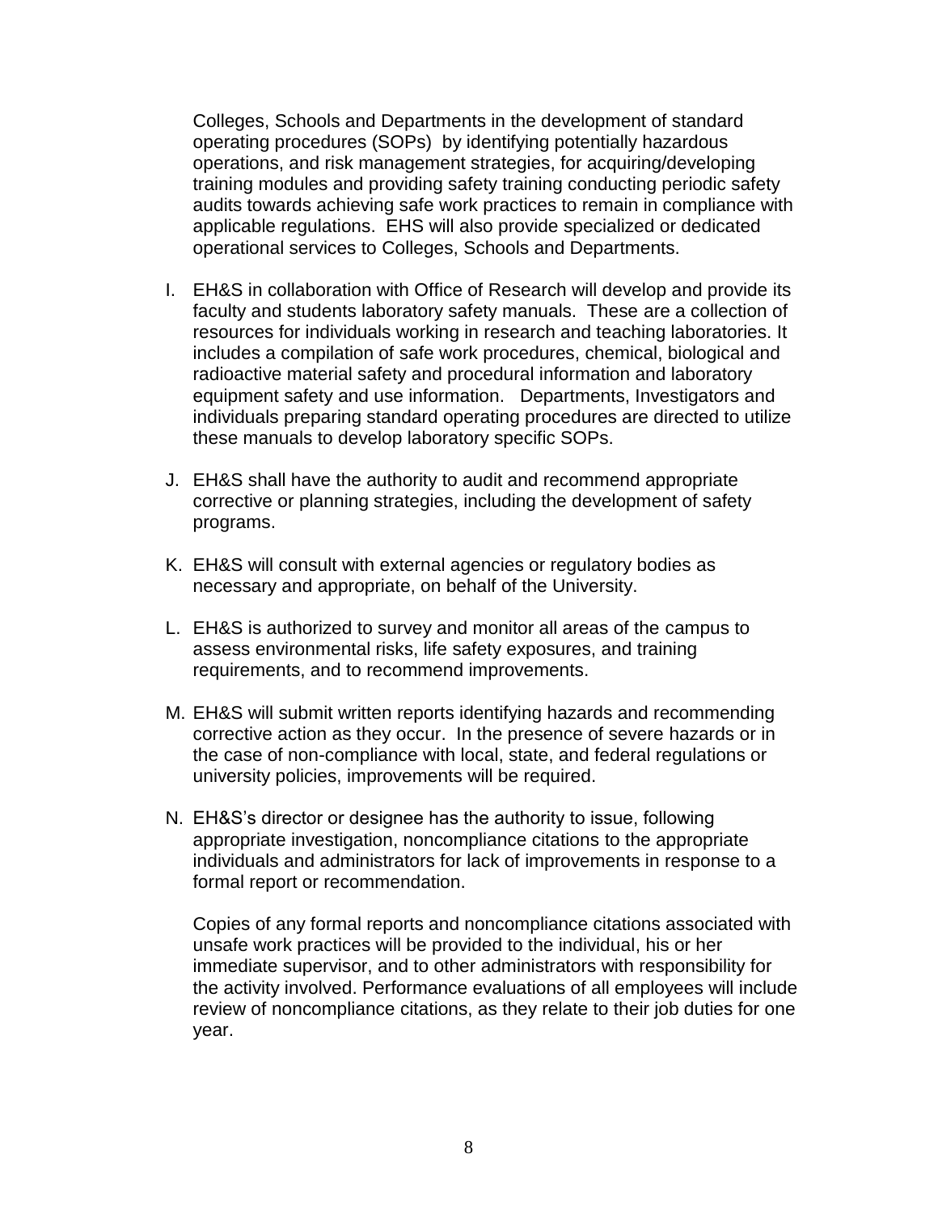Colleges, Schools and Departments in the development of standard operating procedures (SOPs) by identifying potentially hazardous operations, and risk management strategies, for acquiring/developing training modules and providing safety training conducting periodic safety audits towards achieving safe work practices to remain in compliance with applicable regulations. EHS will also provide specialized or dedicated operational services to Colleges, Schools and Departments.

I. EH&S in collaboration with Office of Research will develop and provide its faculty and students laboratory safety manuals. These are a collection of resources for individuals working in research and teaching laboratories. It includes a compilation of safe work procedures, chemical, biological and radioactive material safety and procedural information and laboratory equipment safety and use information. Departments, Investigators and individuals preparing standard operating procedures are directed to utilize these manuals to develop laboratory specific SOPs.

J. EH&S shall have the authority to audit and recommend appropriate corrective or planning strategies, including the development of safety programs.

K. EH&S will consult with external agencies or regulatory bodies as necessary and appropriate, on behalf of the University.

L. EH&S is authorized to survey and monitor all areas of the campus to assess environmental risks, life safety exposures, and training requirements, and to recommend improvements.

M. EH&S will submit written reports identifying hazards and recommending corrective action as they occur. In the presence of severe hazards or in the case of non-compliance with local, state, and federal regulations or university policies, improvements will be required.

N. EH&S's director or designee has the authority to issue, following appropriate investigation, noncompliance citations to the appropriate individuals and administrators for lack of improvements in response to a formal report or recommendation.

   Copies of any formal reports and noncompliance citations associated with unsafe work practices will be provided to the individual, his or her immediate supervisor, and to other administrators with responsibility for the activity involved. Performance evaluations of all employees will include review of noncompliance citations, as they relate to their job duties for one year.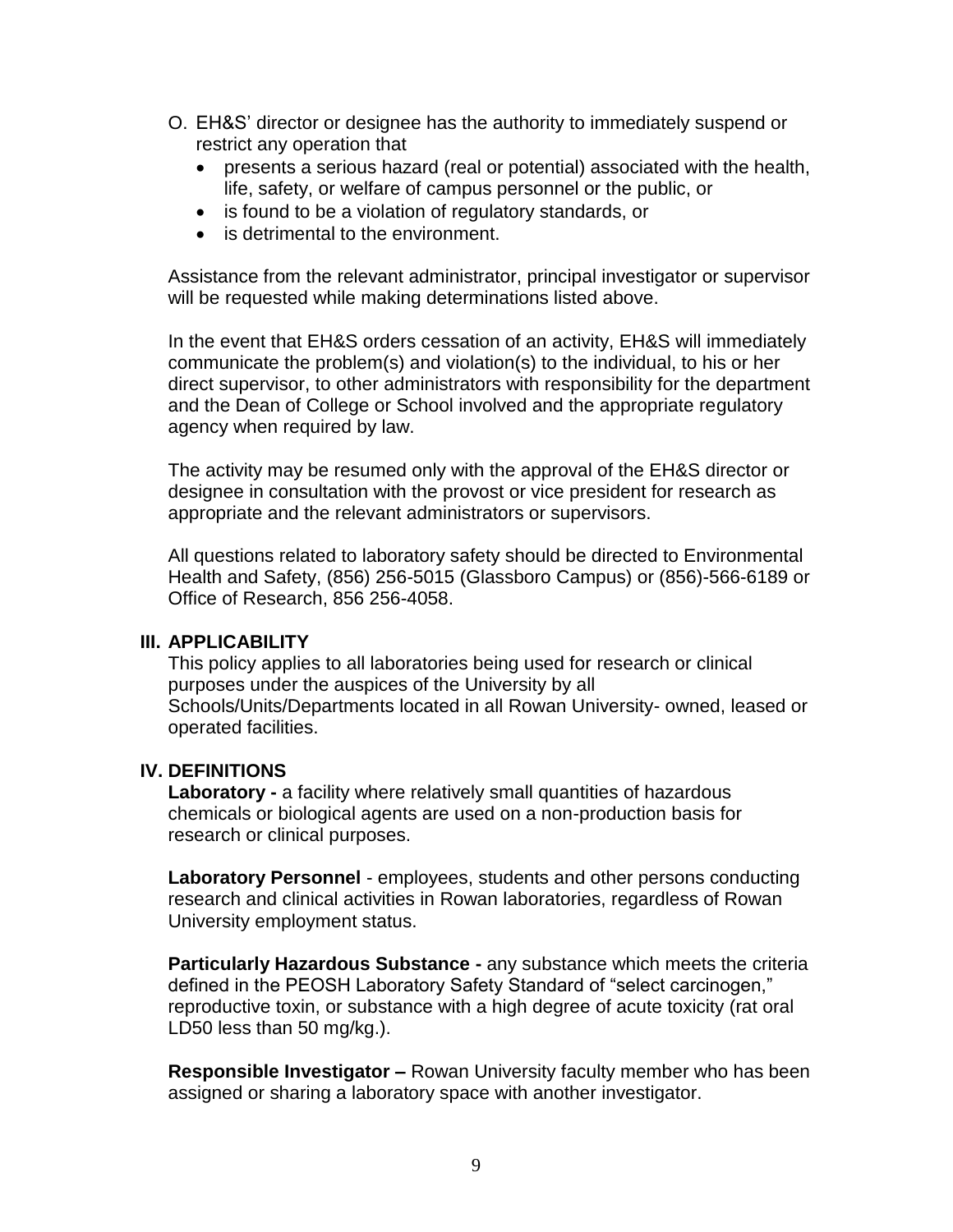O. EH&S' director or designee has the authority to immediately suspend or restrict any operation that
   - presents a serious hazard (real or potential) associated with the health, life, safety, or welfare of campus personnel or the public, or
   - is found to be a violation of regulatory standards, or
   - is detrimental to the environment.

   Assistance from the relevant administrator, principal investigator or supervisor will be requested while making determinations listed above.

   In the event that EH&S orders cessation of an activity, EH&S will immediately communicate the problem(s) and violation(s) to the individual, to his or her direct supervisor, to other administrators with responsibility for the department and the Dean of College or School involved and the appropriate regulatory agency when required by law.

   The activity may be resumed only with the approval of the EH&S director or designee in consultation with the provost or vice president for research as appropriate and the relevant administrators or supervisors.

   All questions related to laboratory safety should be directed to Environmental Health and Safety, (856) 256-5015 (Glassboro Campus) or (856)-566-6189 or Office of Research, 856 256-4058.

## III. APPLICABILITY

This policy applies to all laboratories being used for research or clinical purposes under the auspices of the University by all Schools/Units/Departments located in all Rowan University- owned, leased or operated facilities.

## IV. DEFINITIONS

**Laboratory -** a facility where relatively small quantities of hazardous chemicals or biological agents are used on a non-production basis for research or clinical purposes.

**Laboratory Personnel** - employees, students and other persons conducting research and clinical activities in Rowan laboratories, regardless of Rowan University employment status.

**Particularly Hazardous Substance -** any substance which meets the criteria defined in the PEOSH Laboratory Safety Standard of "select carcinogen," reproductive toxin, or substance with a high degree of acute toxicity (rat oral LD50 less than 50 mg/kg.).

**Responsible Investigator –** Rowan University faculty member who has been assigned or sharing a laboratory space with another investigator.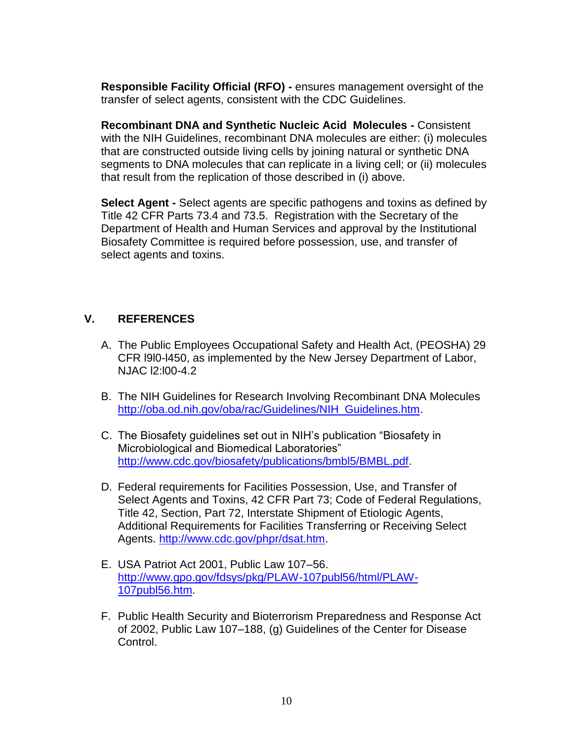**Responsible Facility Official (RFO) -** ensures management oversight of the transfer of select agents, consistent with the CDC Guidelines.

**Recombinant DNA and Synthetic Nucleic Acid Molecules -** Consistent with the NIH Guidelines, recombinant DNA molecules are either: (i) molecules that are constructed outside living cells by joining natural or synthetic DNA segments to DNA molecules that can replicate in a living cell; or (ii) molecules that result from the replication of those described in (i) above.

**Select Agent -** Select agents are specific pathogens and toxins as defined by Title 42 CFR Parts 73.4 and 73.5. Registration with the Secretary of the Department of Health and Human Services and approval by the Institutional Biosafety Committee is required before possession, use, and transfer of select agents and toxins.

## V. REFERENCES

A. The Public Employees Occupational Safety and Health Act, (PEOSHA) 29 CFR l9l0-l450, as implemented by the New Jersey Department of Labor, NJAC l2:l00-4.2

B. The NIH Guidelines for Research Involving Recombinant DNA Molecules http://oba.od.nih.gov/oba/rac/Guidelines/NIH_Guidelines.htm.

C. The Biosafety guidelines set out in NIH's publication "Biosafety in Microbiological and Biomedical Laboratories" http://www.cdc.gov/biosafety/publications/bmbl5/BMBL.pdf.

D. Federal requirements for Facilities Possession, Use, and Transfer of Select Agents and Toxins, 42 CFR Part 73; Code of Federal Regulations, Title 42, Section, Part 72, Interstate Shipment of Etiologic Agents, Additional Requirements for Facilities Transferring or Receiving Select Agents. http://www.cdc.gov/phpr/dsat.htm.

E. USA Patriot Act 2001, Public Law 107–56. http://www.gpo.gov/fdsys/pkg/PLAW-107publ56/html/PLAW-107publ56.htm.

F. Public Health Security and Bioterrorism Preparedness and Response Act of 2002, Public Law 107–188, (g) Guidelines of the Center for Disease Control.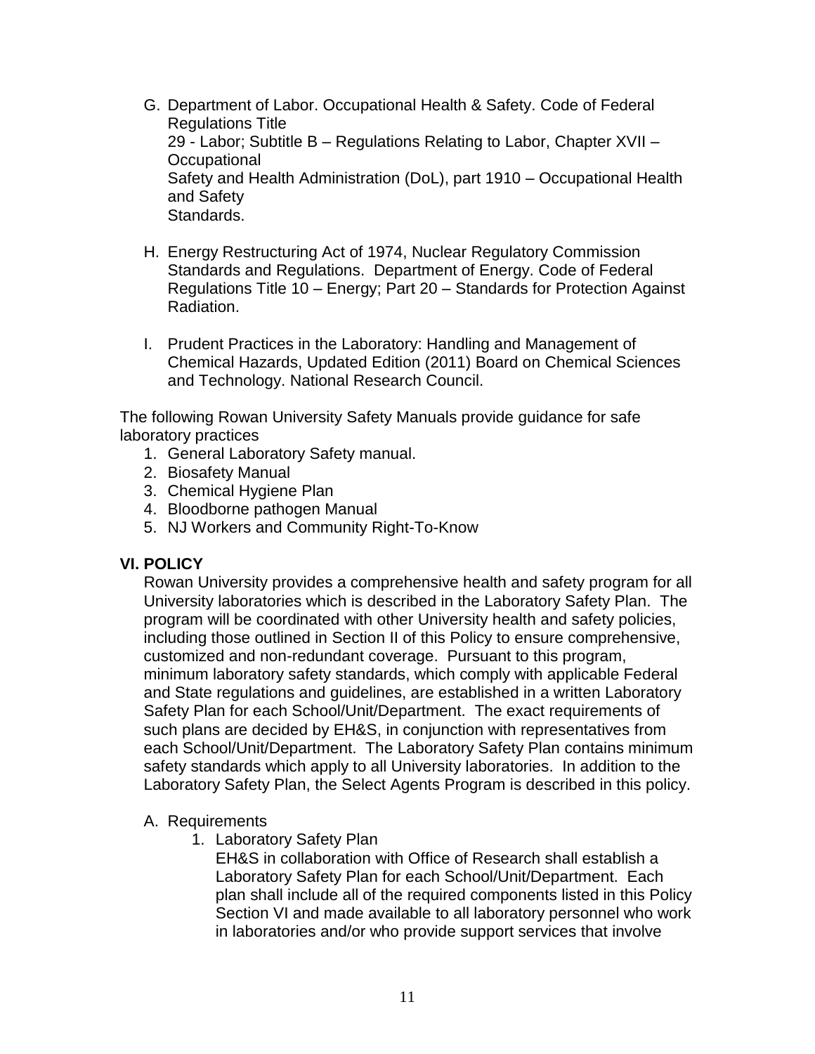G. Department of Labor. Occupational Health & Safety. Code of Federal Regulations Title 29 - Labor; Subtitle B – Regulations Relating to Labor, Chapter XVII – Occupational Safety and Health Administration (DoL), part 1910 – Occupational Health and Safety Standards.

H. Energy Restructuring Act of 1974, Nuclear Regulatory Commission Standards and Regulations. Department of Energy. Code of Federal Regulations Title 10 – Energy; Part 20 – Standards for Protection Against Radiation.

I. Prudent Practices in the Laboratory: Handling and Management of Chemical Hazards, Updated Edition (2011) Board on Chemical Sciences and Technology. National Research Council.

The following Rowan University Safety Manuals provide guidance for safe laboratory practices

1. General Laboratory Safety manual.
2. Biosafety Manual
3. Chemical Hygiene Plan
4. Bloodborne pathogen Manual
5. NJ Workers and Community Right-To-Know

## VI. POLICY

Rowan University provides a comprehensive health and safety program for all University laboratories which is described in the Laboratory Safety Plan. The program will be coordinated with other University health and safety policies, including those outlined in Section II of this Policy to ensure comprehensive, customized and non-redundant coverage. Pursuant to this program, minimum laboratory safety standards, which comply with applicable Federal and State regulations and guidelines, are established in a written Laboratory Safety Plan for each School/Unit/Department. The exact requirements of such plans are decided by EH&S, in conjunction with representatives from each School/Unit/Department. The Laboratory Safety Plan contains minimum safety standards which apply to all University laboratories. In addition to the Laboratory Safety Plan, the Select Agents Program is described in this policy.

A. Requirements

1. Laboratory Safety Plan

   EH&S in collaboration with Office of Research shall establish a Laboratory Safety Plan for each School/Unit/Department. Each plan shall include all of the required components listed in this Policy Section VI and made available to all laboratory personnel who work in laboratories and/or who provide support services that involve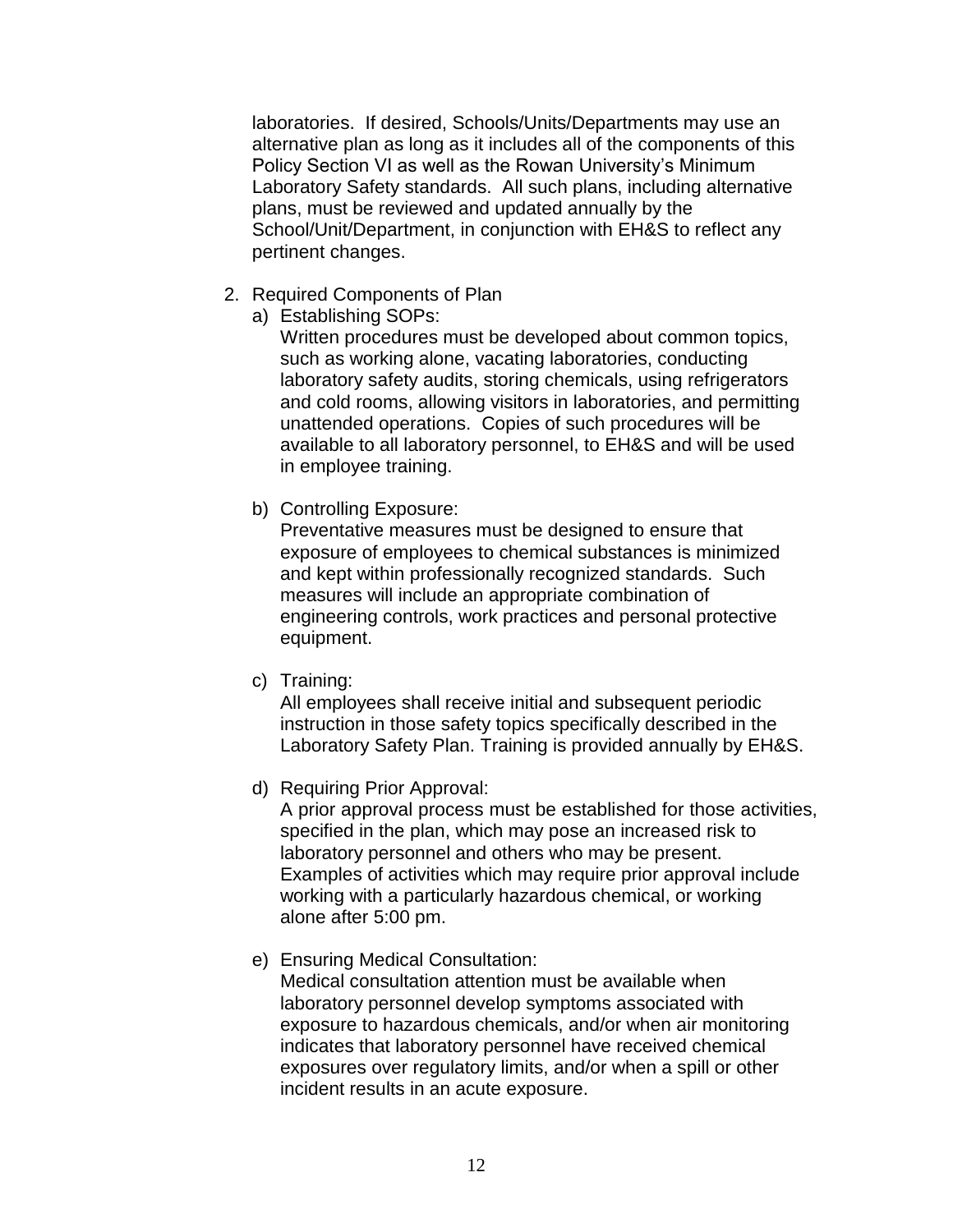laboratories. If desired, Schools/Units/Departments may use an alternative plan as long as it includes all of the components of this Policy Section VI as well as the Rowan University's Minimum Laboratory Safety standards. All such plans, including alternative plans, must be reviewed and updated annually by the School/Unit/Department, in conjunction with EH&S to reflect any pertinent changes.

2. Required Components of Plan
   a) Establishing SOPs:
      Written procedures must be developed about common topics, such as working alone, vacating laboratories, conducting laboratory safety audits, storing chemicals, using refrigerators and cold rooms, allowing visitors in laboratories, and permitting unattended operations. Copies of such procedures will be available to all laboratory personnel, to EH&S and will be used in employee training.

   b) Controlling Exposure:
      Preventative measures must be designed to ensure that exposure of employees to chemical substances is minimized and kept within professionally recognized standards. Such measures will include an appropriate combination of engineering controls, work practices and personal protective equipment.

   c) Training:
      All employees shall receive initial and subsequent periodic instruction in those safety topics specifically described in the Laboratory Safety Plan. Training is provided annually by EH&S.

   d) Requiring Prior Approval:
      A prior approval process must be established for those activities, specified in the plan, which may pose an increased risk to laboratory personnel and others who may be present. Examples of activities which may require prior approval include working with a particularly hazardous chemical, or working alone after 5:00 pm.

   e) Ensuring Medical Consultation:
      Medical consultation attention must be available when laboratory personnel develop symptoms associated with exposure to hazardous chemicals, and/or when air monitoring indicates that laboratory personnel have received chemical exposures over regulatory limits, and/or when a spill or other incident results in an acute exposure.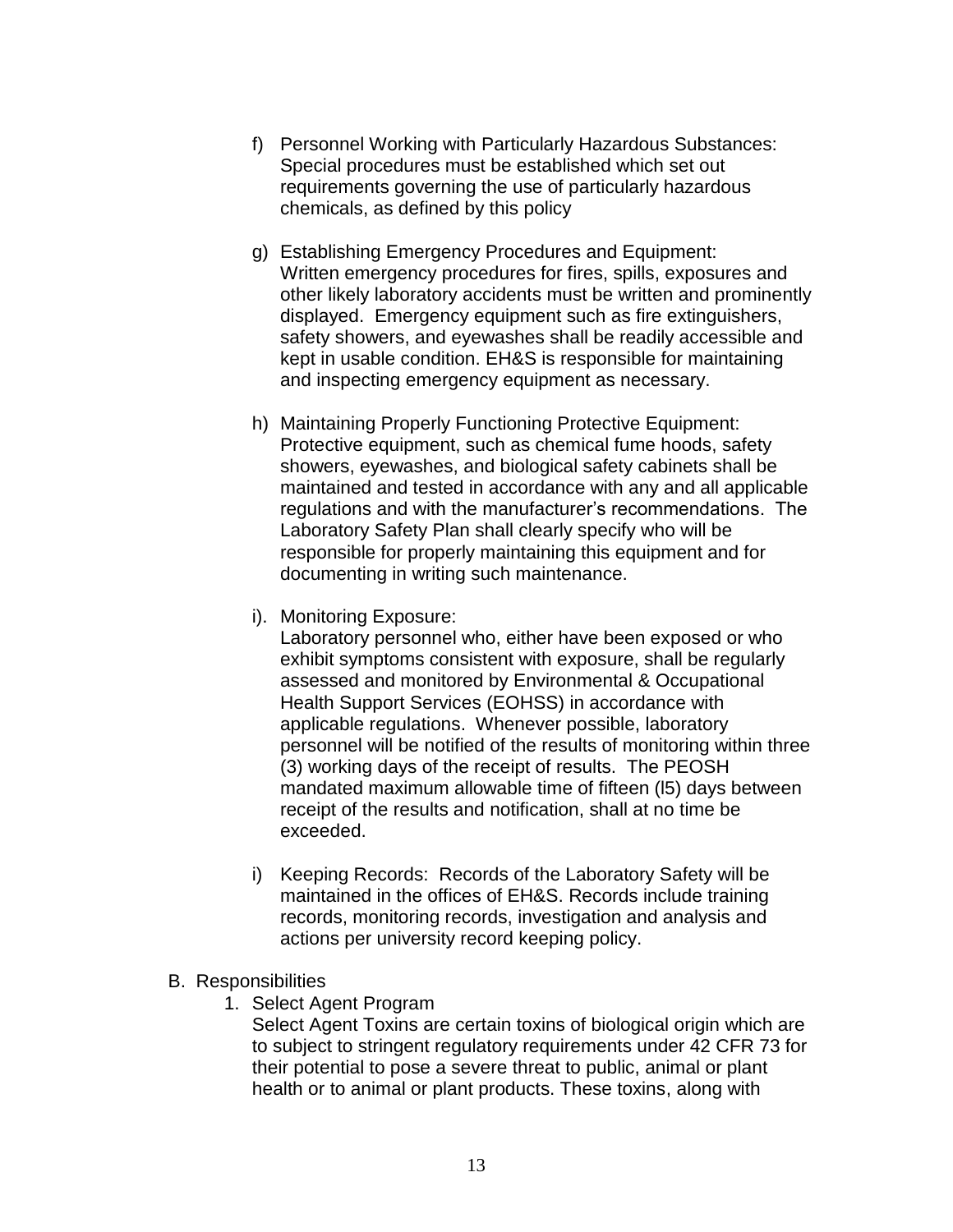f) Personnel Working with Particularly Hazardous Substances: Special procedures must be established which set out requirements governing the use of particularly hazardous chemicals, as defined by this policy

g) Establishing Emergency Procedures and Equipment: Written emergency procedures for fires, spills, exposures and other likely laboratory accidents must be written and prominently displayed. Emergency equipment such as fire extinguishers, safety showers, and eyewashes shall be readily accessible and kept in usable condition. EH&S is responsible for maintaining and inspecting emergency equipment as necessary.

h) Maintaining Properly Functioning Protective Equipment: Protective equipment, such as chemical fume hoods, safety showers, eyewashes, and biological safety cabinets shall be maintained and tested in accordance with any and all applicable regulations and with the manufacturer's recommendations. The Laboratory Safety Plan shall clearly specify who will be responsible for properly maintaining this equipment and for documenting in writing such maintenance.

i). Monitoring Exposure:
Laboratory personnel who, either have been exposed or who exhibit symptoms consistent with exposure, shall be regularly assessed and monitored by Environmental & Occupational Health Support Services (EOHSS) in accordance with applicable regulations. Whenever possible, laboratory personnel will be notified of the results of monitoring within three (3) working days of the receipt of results. The PEOSH mandated maximum allowable time of fifteen (l5) days between receipt of the results and notification, shall at no time be exceeded.

i) Keeping Records: Records of the Laboratory Safety will be maintained in the offices of EH&S. Records include training records, monitoring records, investigation and analysis and actions per university record keeping policy.

B. Responsibilities

1. Select Agent Program
   Select Agent Toxins are certain toxins of biological origin which are to subject to stringent regulatory requirements under 42 CFR 73 for their potential to pose a severe threat to public, animal or plant health or to animal or plant products. These toxins, along with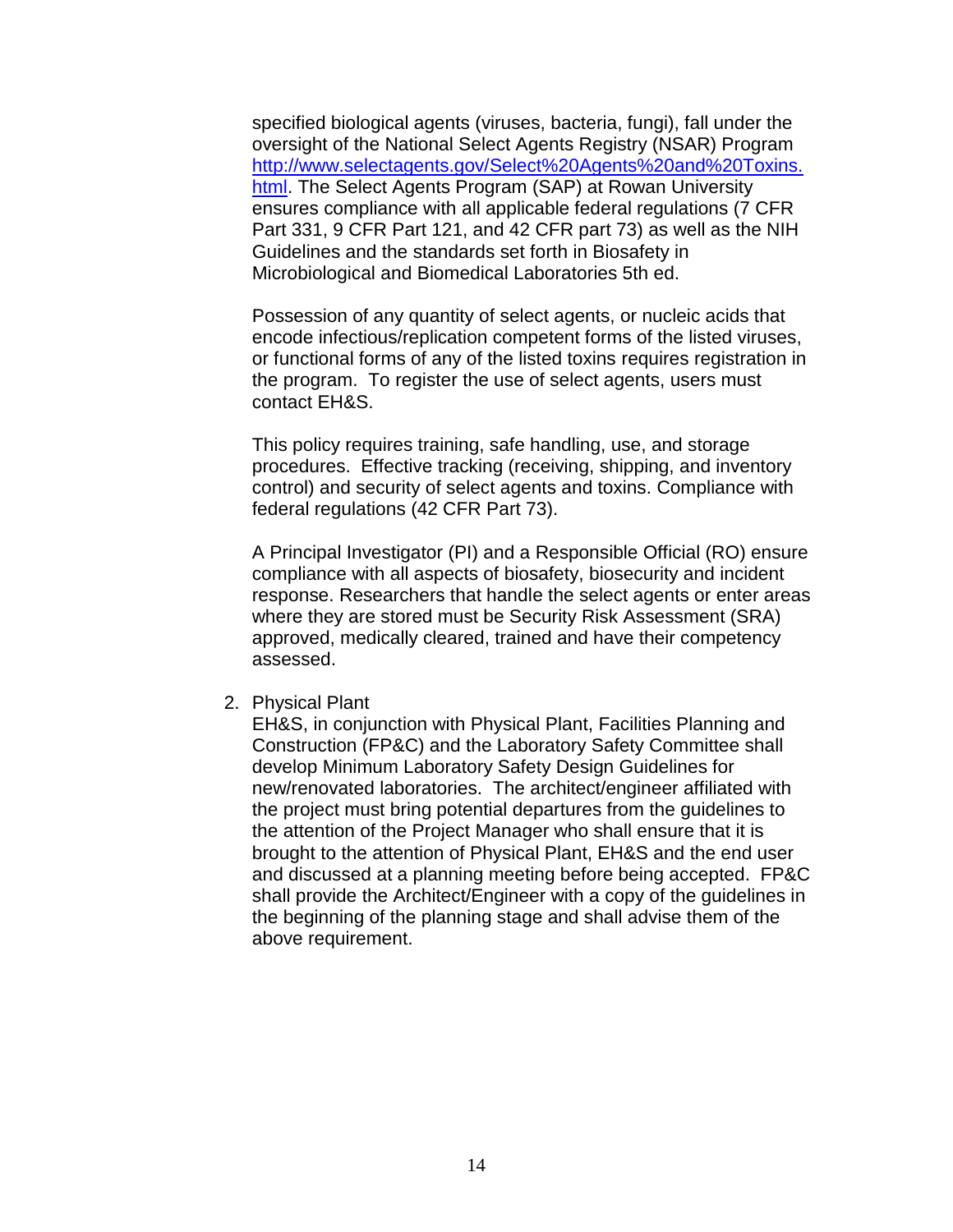specified biological agents (viruses, bacteria, fungi), fall under the oversight of the National Select Agents Registry (NSAR) Program [http://www.selectagents.gov/Select%20Agents%20and%20Toxins.html](http://www.selectagents.gov/Select%20Agents%20and%20Toxins.html). The Select Agents Program (SAP) at Rowan University ensures compliance with all applicable federal regulations (7 CFR Part 331, 9 CFR Part 121, and 42 CFR part 73) as well as the NIH Guidelines and the standards set forth in Biosafety in Microbiological and Biomedical Laboratories 5th ed.

Possession of any quantity of select agents, or nucleic acids that encode infectious/replication competent forms of the listed viruses, or functional forms of any of the listed toxins requires registration in the program. To register the use of select agents, users must contact EH&S.

This policy requires training, safe handling, use, and storage procedures. Effective tracking (receiving, shipping, and inventory control) and security of select agents and toxins. Compliance with federal regulations (42 CFR Part 73).

A Principal Investigator (PI) and a Responsible Official (RO) ensure compliance with all aspects of biosafety, biosecurity and incident response. Researchers that handle the select agents or enter areas where they are stored must be Security Risk Assessment (SRA) approved, medically cleared, trained and have their competency assessed.

2. Physical Plant
   EH&S, in conjunction with Physical Plant, Facilities Planning and Construction (FP&C) and the Laboratory Safety Committee shall develop Minimum Laboratory Safety Design Guidelines for new/renovated laboratories. The architect/engineer affiliated with the project must bring potential departures from the guidelines to the attention of the Project Manager who shall ensure that it is brought to the attention of Physical Plant, EH&S and the end user and discussed at a planning meeting before being accepted. FP&C shall provide the Architect/Engineer with a copy of the guidelines in the beginning of the planning stage and shall advise them of the above requirement.